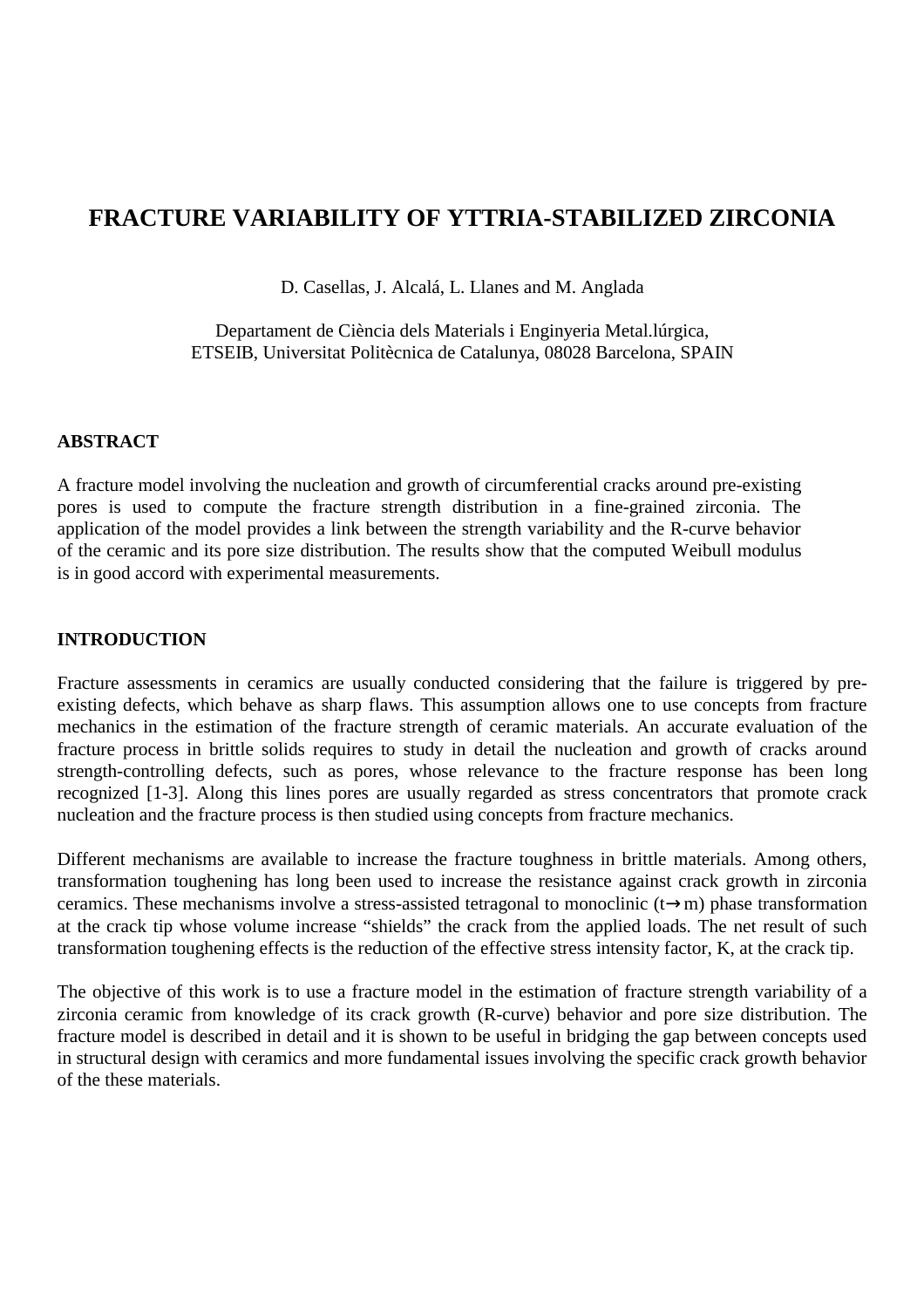# FRACTURE VARIABILITY OF YTTRIA-STABILIZED ZIRCONIA

D. Casellas, J. Alcalá, L. Llanes and M. Anglada

Departament de Ciència dels Materials i Enginyeria Metal.lúrgica,
ETSEIB, Universitat Politècnica de Catalunya, 08028 Barcelona, SPAIN

## ABSTRACT

A fracture model involving the nucleation and growth of circumferential cracks around pre-existing pores is used to compute the fracture strength distribution in a fine-grained zirconia. The application of the model provides a link between the strength variability and the R-curve behavior of the ceramic and its pore size distribution. The results show that the computed Weibull modulus is in good accord with experimental measurements.

## INTRODUCTION

Fracture assessments in ceramics are usually conducted considering that the failure is triggered by pre-existing defects, which behave as sharp flaws. This assumption allows one to use concepts from fracture mechanics in the estimation of the fracture strength of ceramic materials. An accurate evaluation of the fracture process in brittle solids requires to study in detail the nucleation and growth of cracks around strength-controlling defects, such as pores, whose relevance to the fracture response has been long recognized [1-3]. Along this lines pores are usually regarded as stress concentrators that promote crack nucleation and the fracture process is then studied using concepts from fracture mechanics.

Different mechanisms are available to increase the fracture toughness in brittle materials. Among others, transformation toughening has long been used to increase the resistance against crack growth in zirconia ceramics. These mechanisms involve a stress-assisted tetragonal to monoclinic ($t \rightarrow m$) phase transformation at the crack tip whose volume increase "shields" the crack from the applied loads. The net result of such transformation toughening effects is the reduction of the effective stress intensity factor, K, at the crack tip.

The objective of this work is to use a fracture model in the estimation of fracture strength variability of a zirconia ceramic from knowledge of its crack growth (R-curve) behavior and pore size distribution. The fracture model is described in detail and it is shown to be useful in bridging the gap between concepts used in structural design with ceramics and more fundamental issues involving the specific crack growth behavior of the these materials.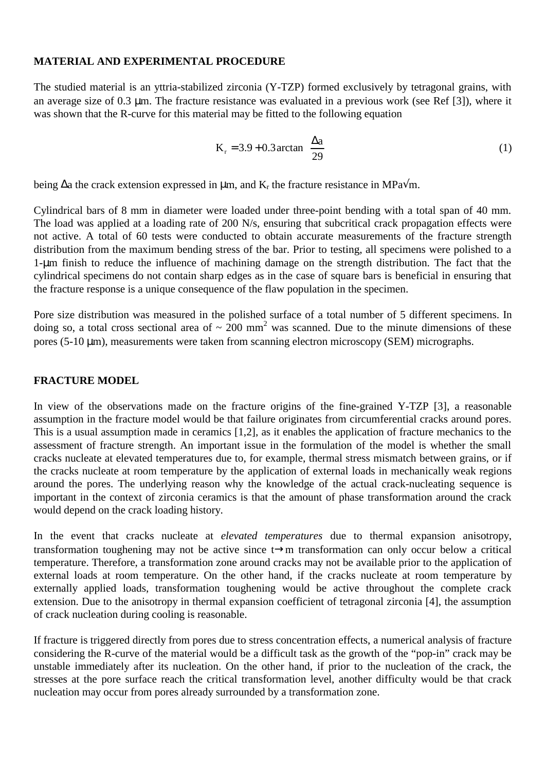## MATERIAL AND EXPERIMENTAL PROCEDURE

The studied material is an yttria-stabilized zirconia (Y-TZP) formed exclusively by tetragonal grains, with an average size of 0.3 μm. The fracture resistance was evaluated in a previous work (see Ref [3]), where it was shown that the R-curve for this material may be fitted to the following equation

$$K_r = 3.9 + 0.3 \arctan\left(\frac{\Delta a}{29}\right) \tag{1}$$

being $\Delta a$ the crack extension expressed in μm, and $K_r$ the fracture resistance in MPa√m.

Cylindrical bars of 8 mm in diameter were loaded under three-point bending with a total span of 40 mm. The load was applied at a loading rate of 200 N/s, ensuring that subcritical crack propagation effects were not active. A total of 60 tests were conducted to obtain accurate measurements of the fracture strength distribution from the maximum bending stress of the bar. Prior to testing, all specimens were polished to a 1-μm finish to reduce the influence of machining damage on the strength distribution. The fact that the cylindrical specimens do not contain sharp edges as in the case of square bars is beneficial in ensuring that the fracture response is a unique consequence of the flaw population in the specimen.

Pore size distribution was measured in the polished surface of a total number of 5 different specimens. In doing so, a total cross sectional area of ~ 200 $mm^2$ was scanned. Due to the minute dimensions of these pores (5-10 μm), measurements were taken from scanning electron microscopy (SEM) micrographs.

## FRACTURE MODEL

In view of the observations made on the fracture origins of the fine-grained Y-TZP [3], a reasonable assumption in the fracture model would be that failure originates from circumferential cracks around pores. This is a usual assumption made in ceramics [1,2], as it enables the application of fracture mechanics to the assessment of fracture strength. An important issue in the formulation of the model is whether the small cracks nucleate at elevated temperatures due to, for example, thermal stress mismatch between grains, or if the cracks nucleate at room temperature by the application of external loads in mechanically weak regions around the pores. The underlying reason why the knowledge of the actual crack-nucleating sequence is important in the context of zirconia ceramics is that the amount of phase transformation around the crack would depend on the crack loading history.

In the event that cracks nucleate at *elevated temperatures* due to thermal expansion anisotropy, transformation toughening may not be active since $t \rightarrow m$ transformation can only occur below a critical temperature. Therefore, a transformation zone around cracks may not be available prior to the application of external loads at room temperature. On the other hand, if the cracks nucleate at room temperature by externally applied loads, transformation toughening would be active throughout the complete crack extension. Due to the anisotropy in thermal expansion coefficient of tetragonal zirconia [4], the assumption of crack nucleation during cooling is reasonable.

If fracture is triggered directly from pores due to stress concentration effects, a numerical analysis of fracture considering the R-curve of the material would be a difficult task as the growth of the "pop-in" crack may be unstable immediately after its nucleation. On the other hand, if prior to the nucleation of the crack, the stresses at the pore surface reach the critical transformation level, another difficulty would be that crack nucleation may occur from pores already surrounded by a transformation zone.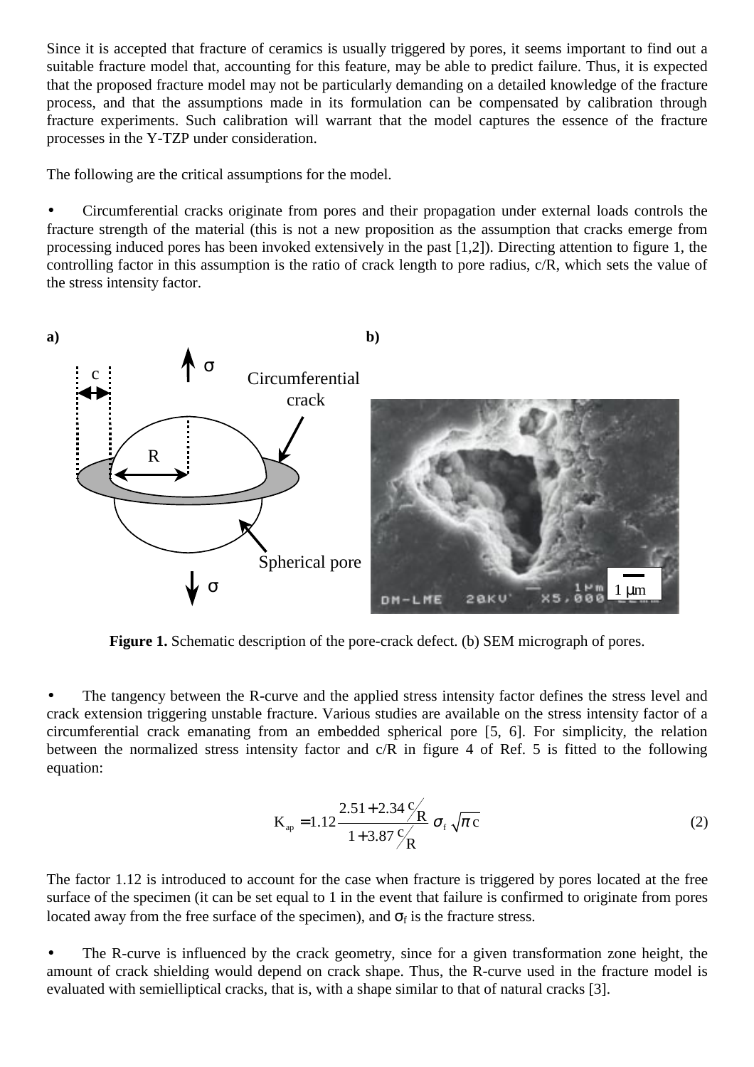Since it is accepted that fracture of ceramics is usually triggered by pores, it seems important to find out a suitable fracture model that, accounting for this feature, may be able to predict failure. Thus, it is expected that the proposed fracture model may not be particularly demanding on a detailed knowledge of the fracture process, and that the assumptions made in its formulation can be compensated by calibration through fracture experiments. Such calibration will warrant that the model captures the essence of the fracture processes in the Y-TZP under consideration.

The following are the critical assumptions for the model.

- Circumferential cracks originate from pores and their propagation under external loads controls the fracture strength of the material (this is not a new proposition as the assumption that cracks emerge from processing induced pores has been invoked extensively in the past [1,2]). Directing attention to figure 1, the controlling factor in this assumption is the ratio of crack length to pore radius, c/R, which sets the value of the stress intensity factor.

**Figure 1.** Schematic description of the pore-crack defect. (b) SEM micrograph of pores.

- The tangency between the R-curve and the applied stress intensity factor defines the stress level and crack extension triggering unstable fracture. Various studies are available on the stress intensity factor of a circumferential crack emanating from an embedded spherical pore [5, 6]. For simplicity, the relation between the normalized stress intensity factor and c/R in figure 4 of Ref. 5 is fitted to the following equation:

$$K_{ap} = 1.12 \frac{2.51 + 2.34\, c/R}{1 + 3.87\, c/R}\, \sigma_f \sqrt{\pi c} \tag{2}$$

The factor 1.12 is introduced to account for the case when fracture is triggered by pores located at the free surface of the specimen (it can be set equal to 1 in the event that failure is confirmed to originate from pores located away from the free surface of the specimen), and $\sigma_f$ is the fracture stress.

- The R-curve is influenced by the crack geometry, since for a given transformation zone height, the amount of crack shielding would depend on crack shape. Thus, the R-curve used in the fracture model is evaluated with semielliptical cracks, that is, with a shape similar to that of natural cracks [3].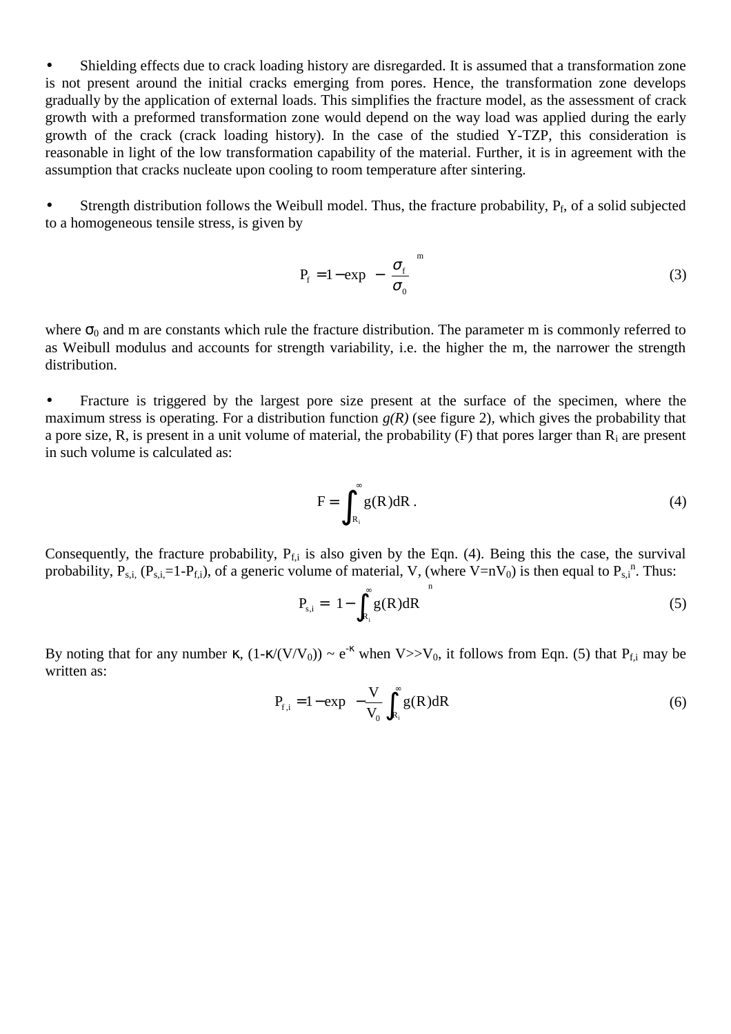- Shielding effects due to crack loading history are disregarded. It is assumed that a transformation zone is not present around the initial cracks emerging from pores. Hence, the transformation zone develops gradually by the application of external loads. This simplifies the fracture model, as the assessment of crack growth with a preformed transformation zone would depend on the way load was applied during the early growth of the crack (crack loading history). In the case of the studied Y-TZP, this consideration is reasonable in light of the low transformation capability of the material. Further, it is in agreement with the assumption that cracks nucleate upon cooling to room temperature after sintering.

- Strength distribution follows the Weibull model. Thus, the fracture probability, $P_f$, of a solid subjected to a homogeneous tensile stress, is given by

$$P_f = 1 - \exp\left[-\left(\frac{\sigma_f}{\sigma_0}\right)^m\right] \tag{3}$$

where $\sigma_0$ and m are constants which rule the fracture distribution. The parameter m is commonly referred to as Weibull modulus and accounts for strength variability, i.e. the higher the m, the narrower the strength distribution.

- Fracture is triggered by the largest pore size present at the surface of the specimen, where the maximum stress is operating. For a distribution function *g(R)* (see figure 2), which gives the probability that a pore size, R, is present in a unit volume of material, the probability (F) that pores larger than $R_i$ are present in such volume is calculated as:

$$F = \int_{R_i}^{\infty} g(R)dR\,. \tag{4}$$

Consequently, the fracture probability, $P_{f,i}$ is also given by the Eqn. (4). Being this the case, the survival probability, $P_{s,i}$, ($P_{s,i}$=1-$P_{f,i}$), of a generic volume of material, V, (where $V=nV_0$) is then equal to $P_{s,i}^{\,n}$. Thus:

$$P_{s,i} = \left[1 - \int_{R_i}^{\infty} g(R)dR\right]^n \tag{5}$$

By noting that for any number $\kappa$, $(1-\kappa/(V/V_0)) \sim e^{-\kappa}$ when $V>>V_0$, it follows from Eqn. (5) that $P_{f,i}$ may be written as:

$$P_{f,i} = 1 - \exp\left[-\frac{V}{V_0}\int_{R_i}^{\infty} g(R)dR\right] \tag{6}$$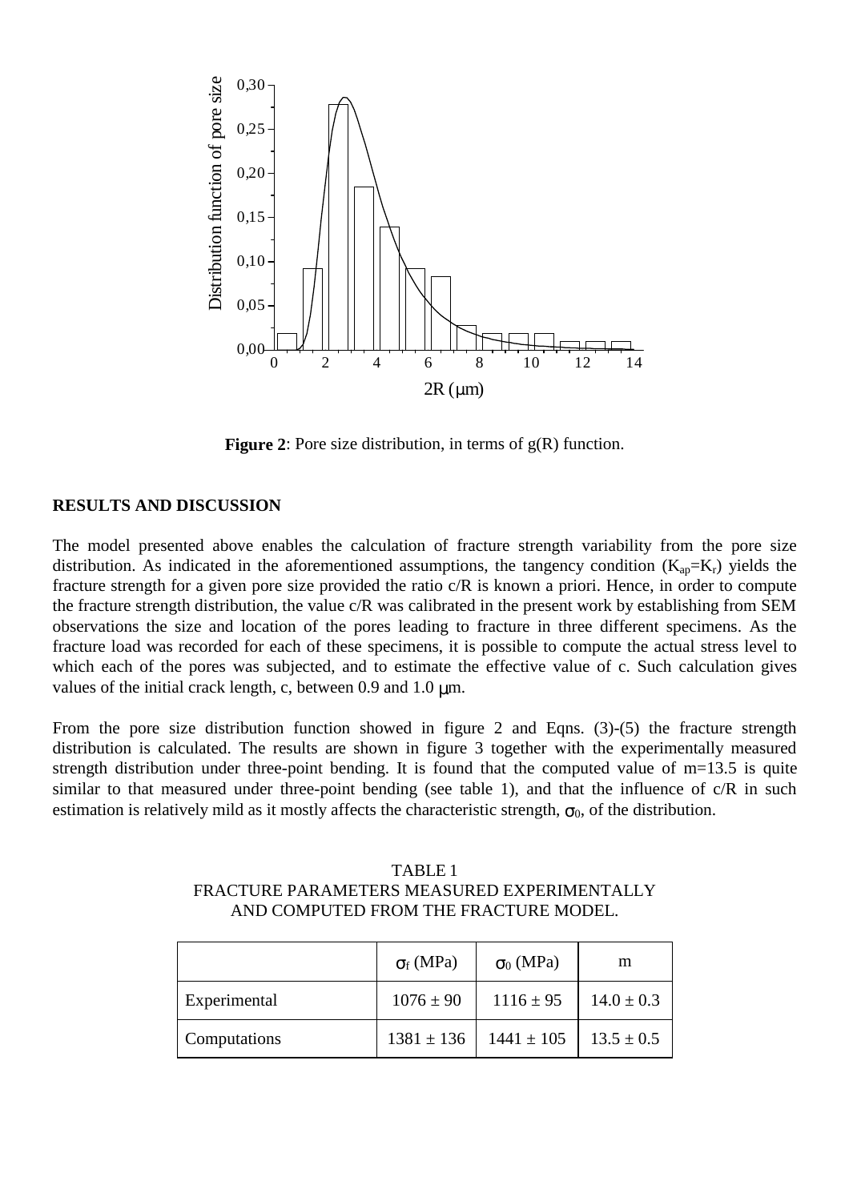**Figure 2**: Pore size distribution, in terms of g(R) function.

## RESULTS AND DISCUSSION

The model presented above enables the calculation of fracture strength variability from the pore size distribution. As indicated in the aforementioned assumptions, the tangency condition ($K_{ap}$=$K_r$) yields the fracture strength for a given pore size provided the ratio c/R is known a priori. Hence, in order to compute the fracture strength distribution, the value c/R was calibrated in the present work by establishing from SEM observations the size and location of the pores leading to fracture in three different specimens. As the fracture load was recorded for each of these specimens, it is possible to compute the actual stress level to which each of the pores was subjected, and to estimate the effective value of c. Such calculation gives values of the initial crack length, c, between 0.9 and 1.0 μm.

From the pore size distribution function showed in figure 2 and Eqns. (3)-(5) the fracture strength distribution is calculated. The results are shown in figure 3 together with the experimentally measured strength distribution under three-point bending. It is found that the computed value of m=13.5 is quite similar to that measured under three-point bending (see table 1), and that the influence of c/R in such estimation is relatively mild as it mostly affects the characteristic strength, $\sigma_0$, of the distribution.

TABLE 1
FRACTURE PARAMETERS MEASURED EXPERIMENTALLY AND COMPUTED FROM THE FRACTURE MODEL.

| | $\sigma_f$ (MPa) | $\sigma_0$ (MPa) | m |
|---|---|---|---|
| Experimental | 1076 ± 90 | 1116 ± 95 | 14.0 ± 0.3 |
| Computations | 1381 ± 136 | 1441 ± 105 | 13.5 ± 0.5 |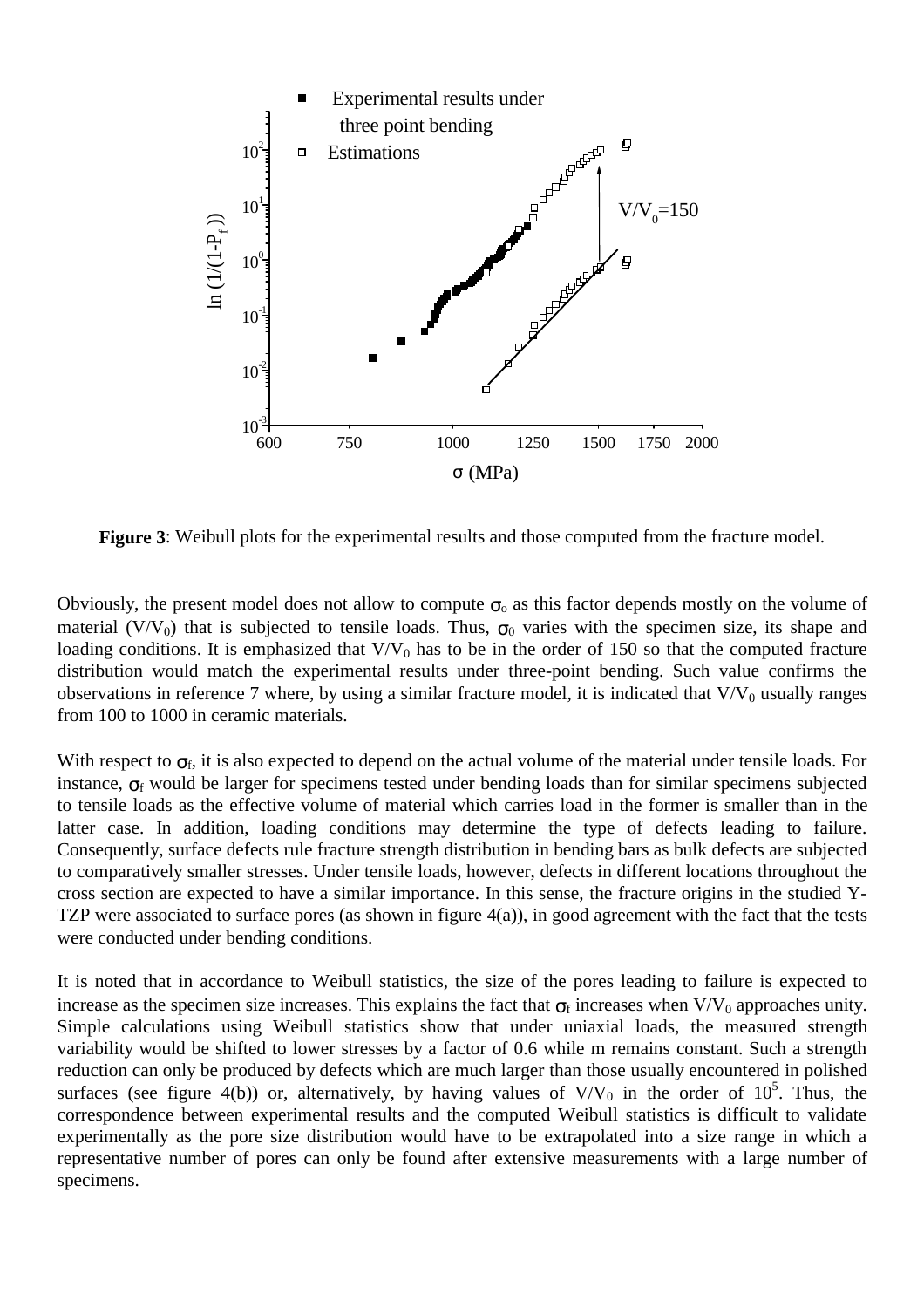**Figure 3**: Weibull plots for the experimental results and those computed from the fracture model.

Obviously, the present model does not allow to compute $\sigma_o$ as this factor depends mostly on the volume of material ($V/V_0$) that is subjected to tensile loads. Thus, $\sigma_0$ varies with the specimen size, its shape and loading conditions. It is emphasized that $V/V_0$ has to be in the order of 150 so that the computed fracture distribution would match the experimental results under three-point bending. Such value confirms the observations in reference 7 where, by using a similar fracture model, it is indicated that $V/V_0$ usually ranges from 100 to 1000 in ceramic materials.

With respect to $\sigma_f$, it is also expected to depend on the actual volume of the material under tensile loads. For instance, $\sigma_f$ would be larger for specimens tested under bending loads than for similar specimens subjected to tensile loads as the effective volume of material which carries load in the former is smaller than in the latter case. In addition, loading conditions may determine the type of defects leading to failure. Consequently, surface defects rule fracture strength distribution in bending bars as bulk defects are subjected to comparatively smaller stresses. Under tensile loads, however, defects in different locations throughout the cross section are expected to have a similar importance. In this sense, the fracture origins in the studied Y-TZP were associated to surface pores (as shown in figure 4(a)), in good agreement with the fact that the tests were conducted under bending conditions.

It is noted that in accordance to Weibull statistics, the size of the pores leading to failure is expected to increase as the specimen size increases. This explains the fact that $\sigma_f$ increases when $V/V_0$ approaches unity. Simple calculations using Weibull statistics show that under uniaxial loads, the measured strength variability would be shifted to lower stresses by a factor of 0.6 while m remains constant. Such a strength reduction can only be produced by defects which are much larger than those usually encountered in polished surfaces (see figure 4(b)) or, alternatively, by having values of $V/V_0$ in the order of $10^5$. Thus, the correspondence between experimental results and the computed Weibull statistics is difficult to validate experimentally as the pore size distribution would have to be extrapolated into a size range in which a representative number of pores can only be found after extensive measurements with a large number of specimens.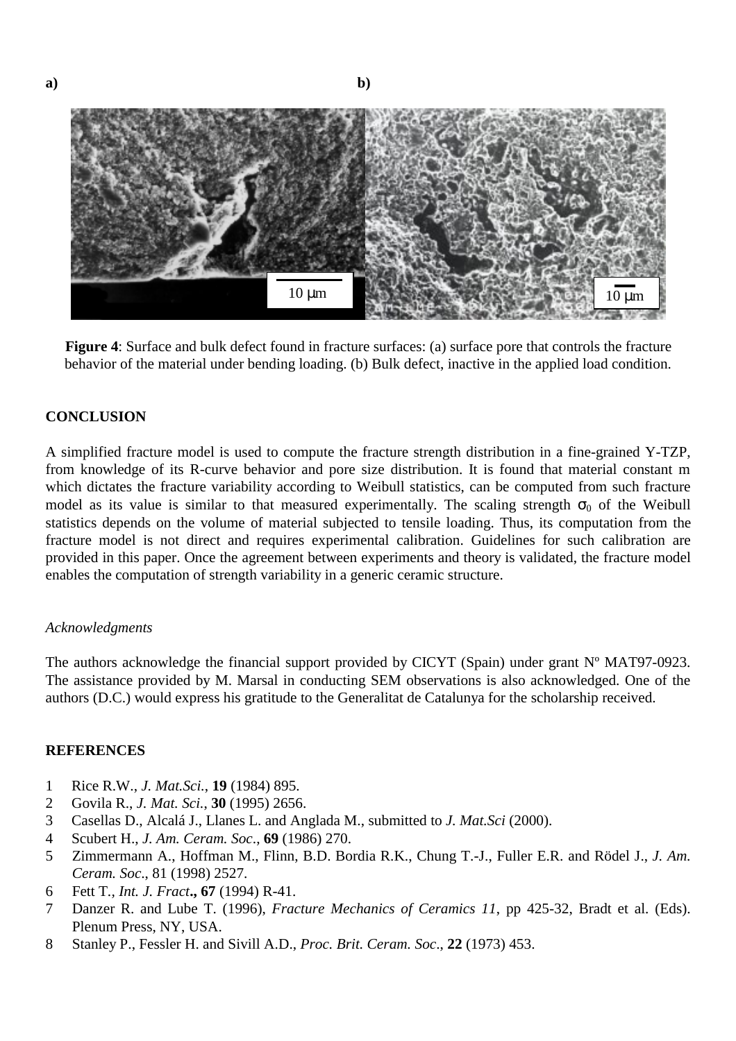a) b)

10 μm

10 μm

**Figure 4**: Surface and bulk defect found in fracture surfaces: (a) surface pore that controls the fracture behavior of the material under bending loading. (b) Bulk defect, inactive in the applied load condition.

## CONCLUSION

A simplified fracture model is used to compute the fracture strength distribution in a fine-grained Y-TZP, from knowledge of its R-curve behavior and pore size distribution. It is found that material constant m which dictates the fracture variability according to Weibull statistics, can be computed from such fracture model as its value is similar to that measured experimentally. The scaling strength $\sigma_0$ of the Weibull statistics depends on the volume of material subjected to tensile loading. Thus, its computation from the fracture model is not direct and requires experimental calibration. Guidelines for such calibration are provided in this paper. Once the agreement between experiments and theory is validated, the fracture model enables the computation of strength variability in a generic ceramic structure.

### *Acknowledgments*

The authors acknowledge the financial support provided by CICYT (Spain) under grant Nº MAT97-0923. The assistance provided by M. Marsal in conducting SEM observations is also acknowledged. One of the authors (D.C.) would express his gratitude to the Generalitat de Catalunya for the scholarship received.

## REFERENCES

1. Rice R.W., *J. Mat.Sci.*, **19** (1984) 895.
2. Govila R., *J. Mat. Sci.*, **30** (1995) 2656.
3. Casellas D., Alcalá J., Llanes L. and Anglada M., submitted to *J. Mat.Sci* (2000).
4. Scubert H., *J. Am. Ceram. Soc*., **69** (1986) 270.
5. Zimmermann A., Hoffman M., Flinn, B.D. Bordia R.K., Chung T.-J., Fuller E.R. and Rödel J., *J. Am. Ceram. Soc*., 81 (1998) 2527.
6. Fett T., *Int. J. Fract***., 67** (1994) R-41.
7. Danzer R. and Lube T. (1996), *Fracture Mechanics of Ceramics 11*, pp 425-32, Bradt et al. (Eds). Plenum Press, NY, USA.
8. Stanley P., Fessler H. and Sivill A.D., *Proc. Brit. Ceram. Soc*., **22** (1973) 453.